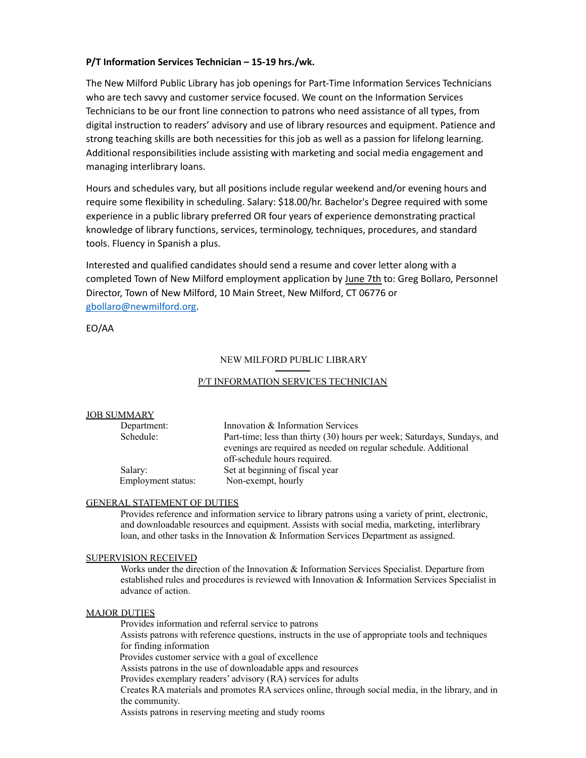**P/T Information Services Technician – 15-19 hrs./wk.**

The New Milford Public Library has job openings for Part-Time Information Services Technicians who are tech savvy and customer service focused. We count on the Information Services Technicians to be our front line connection to patrons who need assistance of all types, from digital instruction to readers' advisory and use of library resources and equipment. Patience and strong teaching skills are both necessities for this job as well as a passion for lifelong learning. Additional responsibilities include assisting with marketing and social media engagement and managing interlibrary loans.

Hours and schedules vary, but all positions include regular weekend and/or evening hours and require some flexibility in scheduling. Salary: $18.00/hr. Bachelor's Degree required with some experience in a public library preferred OR four years of experience demonstrating practical knowledge of library functions, services, terminology, techniques, procedures, and standard tools. Fluency in Spanish a plus.

Interested and qualified candidates should send a resume and cover letter along with a completed Town of New Milford employment application by June 7th to: Greg Bollaro, Personnel Director, Town of New Milford, 10 Main Street, New Milford, CT 06776 or gbollaro@newmilford.org.

EO/AA

## NEW MILFORD PUBLIC LIBRARY

## P/T INFORMATION SERVICES TECHNICIAN

### JOB SUMMARY

| | |
|---|---|
| Department: | Innovation & Information Services |
| Schedule: | Part-time; less than thirty (30) hours per week; Saturdays, Sundays, and evenings are required as needed on regular schedule. Additional off-schedule hours required. |
| Salary: | Set at beginning of fiscal year |
| Employment status: | Non-exempt, hourly |

### GENERAL STATEMENT OF DUTIES

Provides reference and information service to library patrons using a variety of print, electronic, and downloadable resources and equipment. Assists with social media, marketing, interlibrary loan, and other tasks in the Innovation & Information Services Department as assigned.

### SUPERVISION RECEIVED

Works under the direction of the Innovation & Information Services Specialist. Departure from established rules and procedures is reviewed with Innovation & Information Services Specialist in advance of action.

### MAJOR DUTIES

Provides information and referral service to patrons

Assists patrons with reference questions, instructs in the use of appropriate tools and techniques for finding information

Provides customer service with a goal of excellence

Assists patrons in the use of downloadable apps and resources

Provides exemplary readers' advisory (RA) services for adults

Creates RA materials and promotes RA services online, through social media, in the library, and in the community.

Assists patrons in reserving meeting and study rooms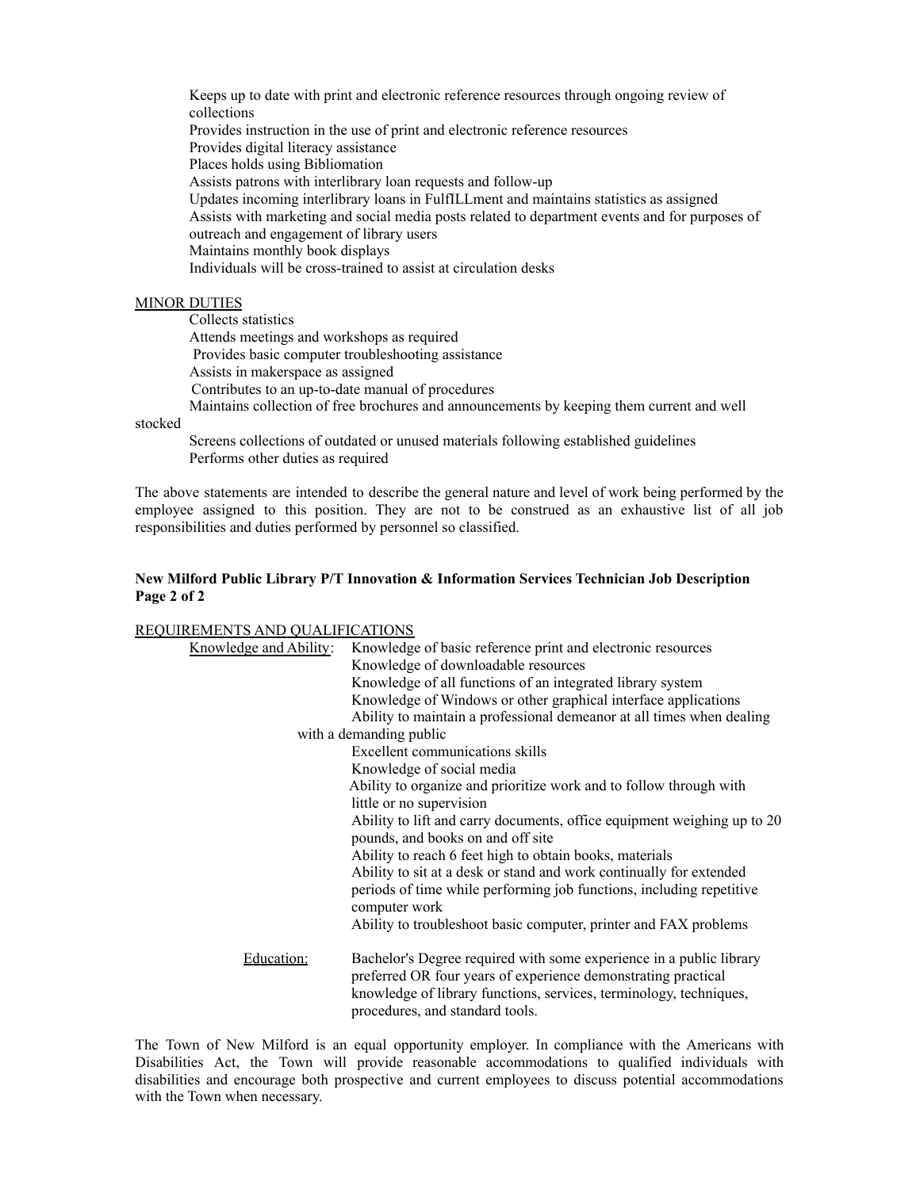Keeps up to date with print and electronic reference resources through ongoing review of collections
Provides instruction in the use of print and electronic reference resources
Provides digital literacy assistance
Places holds using Bibliomation
Assists patrons with interlibrary loan requests and follow-up
Updates incoming interlibrary loans in FulfILLment and maintains statistics as assigned
Assists with marketing and social media posts related to department events and for purposes of outreach and engagement of library users
Maintains monthly book displays
Individuals will be cross-trained to assist at circulation desks

MINOR DUTIES

Collects statistics
Attends meetings and workshops as required
Provides basic computer troubleshooting assistance
Assists in makerspace as assigned
Contributes to an up-to-date manual of procedures
Maintains collection of free brochures and announcements by keeping them current and well stocked
Screens collections of outdated or unused materials following established guidelines
Performs other duties as required

The above statements are intended to describe the general nature and level of work being performed by the employee assigned to this position. They are not to be construed as an exhaustive list of all job responsibilities and duties performed by personnel so classified.

**New Milford Public Library P/T Innovation & Information Services Technician Job Description**

REQUIREMENTS AND QUALIFICATIONS

Knowledge and Ability:
Knowledge of basic reference print and electronic resources
Knowledge of downloadable resources
Knowledge of all functions of an integrated library system
Knowledge of Windows or other graphical interface applications
Ability to maintain a professional demeanor at all times when dealing with a demanding public
Excellent communications skills
Knowledge of social media
Ability to organize and prioritize work and to follow through with little or no supervision
Ability to lift and carry documents, office equipment weighing up to 20 pounds, and books on and off site
Ability to reach 6 feet high to obtain books, materials
Ability to sit at a desk or stand and work continually for extended periods of time while performing job functions, including repetitive computer work
Ability to troubleshoot basic computer, printer and FAX problems

Education:
Bachelor's Degree required with some experience in a public library preferred OR four years of experience demonstrating practical knowledge of library functions, services, terminology, techniques, procedures, and standard tools.

The Town of New Milford is an equal opportunity employer. In compliance with the Americans with Disabilities Act, the Town will provide reasonable accommodations to qualified individuals with disabilities and encourage both prospective and current employees to discuss potential accommodations with the Town when necessary.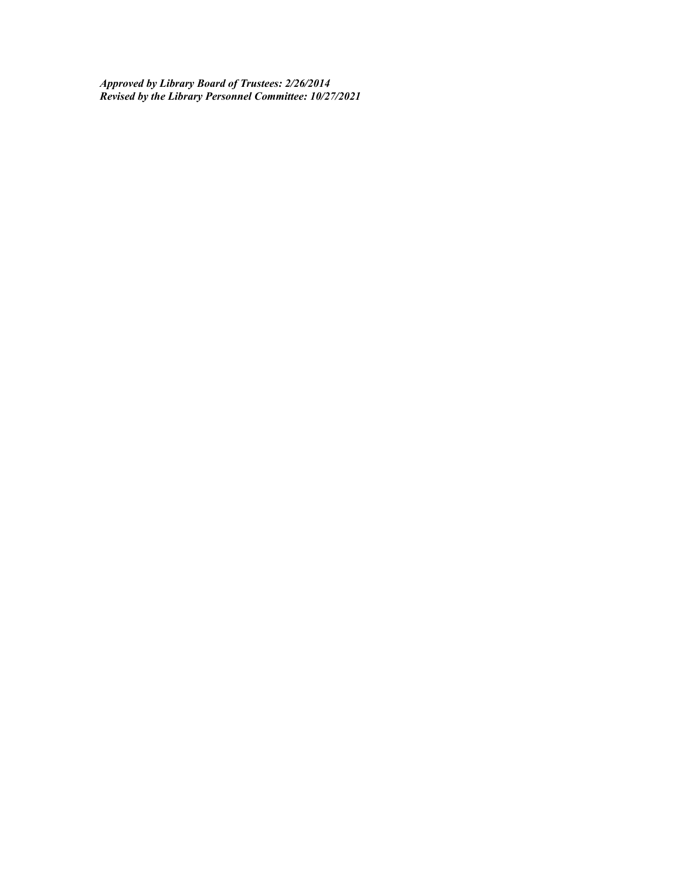***Approved by Library Board of Trustees: 2/26/2014***
***Revised by the Library Personnel Committee: 10/27/2021***